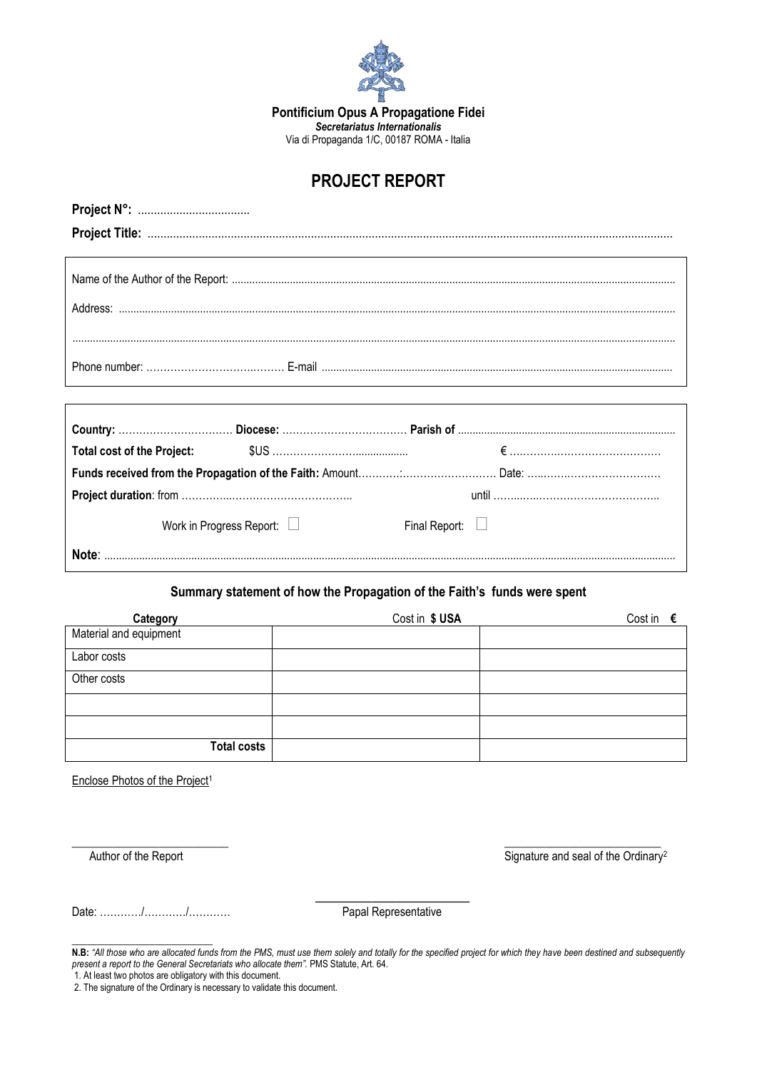**Pontificium Opus A Propagatione Fidei**
***Secretariatus Internationalis***
Via di Propaganda 1/C, 00187 ROMA - Italia

# PROJECT REPORT

**Project N°:** ...................................

**Project Title:** ...................................................................................................................................................................

Name of the Author of the Report: ...........................................................................................................................................

Address: .......................................................................................................................................................................

.......................................................................................................................................................................................

Phone number: …………………………….……. E-mail .......................................................................................................................

**Country:** …………………………… **Diocese:** ……………………………… **Parish of** ..........................................................................

**Total cost of the Project:** $US ………………………................... € ….……….……………………………

**Funds received from the Propagation of the Faith:** Amount…………:……………………… Date: …..………………………………

**Project duration**: from …………..……………………………….. until ……...…..……………………………..

Work in Progress Report: ☐ Final Report: ☐

**Note**: ...........................................................................................................................................................................

## Summary statement of how the Propagation of the Faith's funds were spent

| Category | Cost in **$ USA** | Cost in **€** |
|---|---|---|
| Material and equipment | | |
| Labor costs | | |
| Other costs | | |
| | | |
| | | |
| **Total costs** | | |

Enclose Photos of the Project[1]

Author of the Report

Signature and seal of the Ordinary[2]

Date: …………/…………/…………

Papal Representative

**N.B:** *"All those who are allocated funds from the PMS, must use them solely and totally for the specified project for which they have been destined and subsequently present a report to the General Secretariats who allocate them".* PMS Statute, Art. 64.

1. At least two photos are obligatory with this document.
2. The signature of the Ordinary is necessary to validate this document.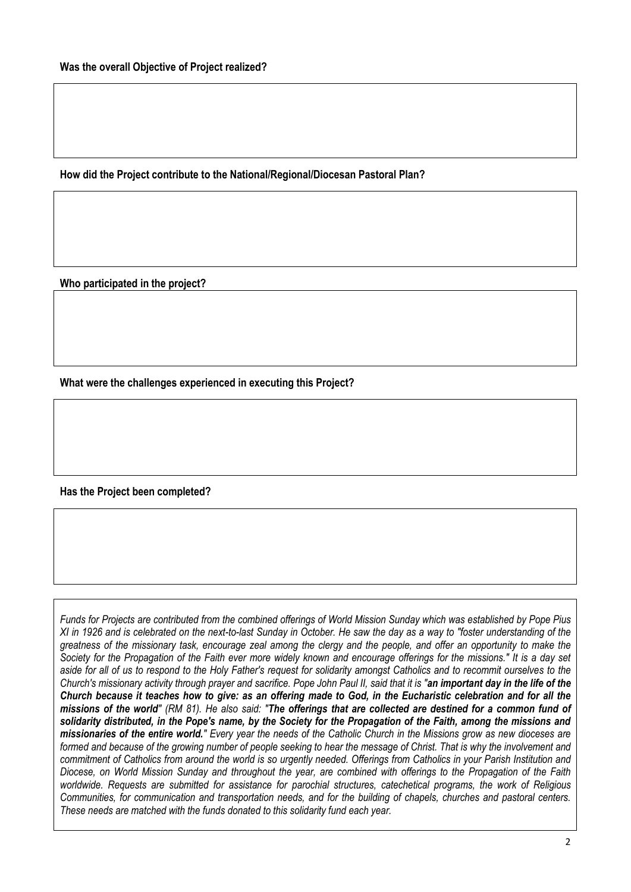**Was the overall Objective of Project realized?**

**How did the Project contribute to the National/Regional/Diocesan Pastoral Plan?**

**Who participated in the project?**

**What were the challenges experienced in executing this Project?**

**Has the Project been completed?**

*Funds for Projects are contributed from the combined offerings of World Mission Sunday which was established by Pope Pius XI in 1926 and is celebrated on the next-to-last Sunday in October. He saw the day as a way to "foster understanding of the greatness of the missionary task, encourage zeal among the clergy and the people, and offer an opportunity to make the Society for the Propagation of the Faith ever more widely known and encourage offerings for the missions." It is a day set aside for all of us to respond to the Holy Father's request for solidarity amongst Catholics and to recommit ourselves to the Church's missionary activity through prayer and sacrifice. Pope John Paul II, said that it is "**an important day in the life of the Church because it teaches how to give: as an offering made to God, in the Eucharistic celebration and for all the missions of the world**" (RM 81). He also said: "**The offerings that are collected are destined for a common fund of solidarity distributed, in the Pope's name, by the Society for the Propagation of the Faith, among the missions and missionaries of the entire world.**" Every year the needs of the Catholic Church in the Missions grow as new dioceses are formed and because of the growing number of people seeking to hear the message of Christ. That is why the involvement and commitment of Catholics from around the world is so urgently needed. Offerings from Catholics in your Parish Institution and Diocese, on World Mission Sunday and throughout the year, are combined with offerings to the Propagation of the Faith worldwide. Requests are submitted for assistance for parochial structures, catechetical programs, the work of Religious Communities, for communication and transportation needs, and for the building of chapels, churches and pastoral centers. These needs are matched with the funds donated to this solidarity fund each year.*